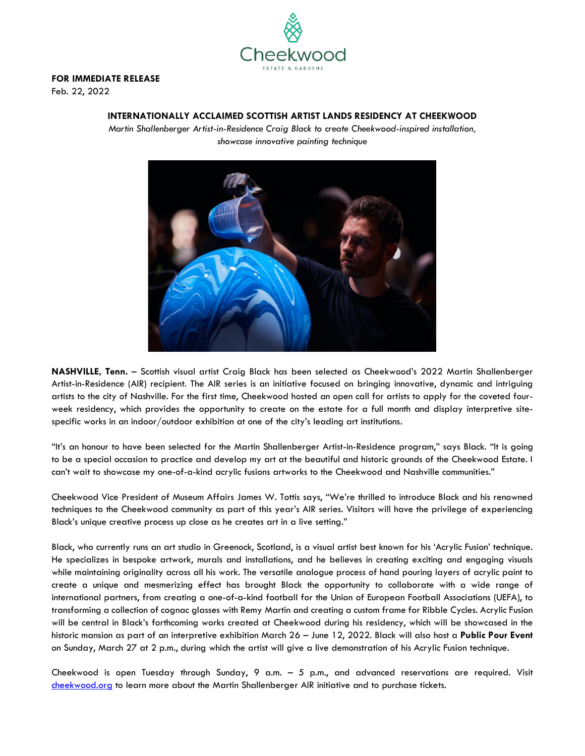**FOR IMMEDIATE RELEASE**
Feb. 22, 2022

## INTERNATIONALLY ACCLAIMED SCOTTISH ARTIST LANDS RESIDENCY AT CHEEKWOOD

*Martin Shallenberger Artist-in-Residence Craig Black to create Cheekwood-inspired installation, showcase innovative painting technique*

**NASHVILLE, Tenn.** – Scottish visual artist Craig Black has been selected as Cheekwood's 2022 Martin Shallenberger Artist-in-Residence (AIR) recipient. The AIR series is an initiative focused on bringing innovative, dynamic and intriguing artists to the city of Nashville. For the first time, Cheekwood hosted an open call for artists to apply for the coveted four-week residency, which provides the opportunity to create on the estate for a full month and display interpretive site-specific works in an indoor/outdoor exhibition at one of the city's leading art institutions.

"It's an honour to have been selected for the Martin Shallenberger Artist-in-Residence program," says Black. "It is going to be a special occasion to practice and develop my art at the beautiful and historic grounds of the Cheekwood Estate. I can't wait to showcase my one-of-a-kind acrylic fusions artworks to the Cheekwood and Nashville communities."

Cheekwood Vice President of Museum Affairs James W. Tottis says, "We're thrilled to introduce Black and his renowned techniques to the Cheekwood community as part of this year's AIR series. Visitors will have the privilege of experiencing Black's unique creative process up close as he creates art in a live setting."

Black, who currently runs an art studio in Greenock, Scotland, is a visual artist best known for his 'Acrylic Fusion' technique. He specializes in bespoke artwork, murals and installations, and he believes in creating exciting and engaging visuals while maintaining originality across all his work. The versatile analogue process of hand pouring layers of acrylic paint to create a unique and mesmerizing effect has brought Black the opportunity to collaborate with a wide range of international partners, from creating a one-of-a-kind football for the Union of European Football Associations (UEFA), to transforming a collection of cognac glasses with Remy Martin and creating a custom frame for Ribble Cycles. Acrylic Fusion will be central in Black's forthcoming works created at Cheekwood during his residency, which will be showcased in the historic mansion as part of an interpretive exhibition March 26 – June 12, 2022. Black will also host a **Public Pour Event** on Sunday, March 27 at 2 p.m., during which the artist will give a live demonstration of his Acrylic Fusion technique.

Cheekwood is open Tuesday through Sunday, 9 a.m. – 5 p.m., and advanced reservations are required. Visit [cheekwood.org](http://cheekwood.org) to learn more about the Martin Shallenberger AIR initiative and to purchase tickets.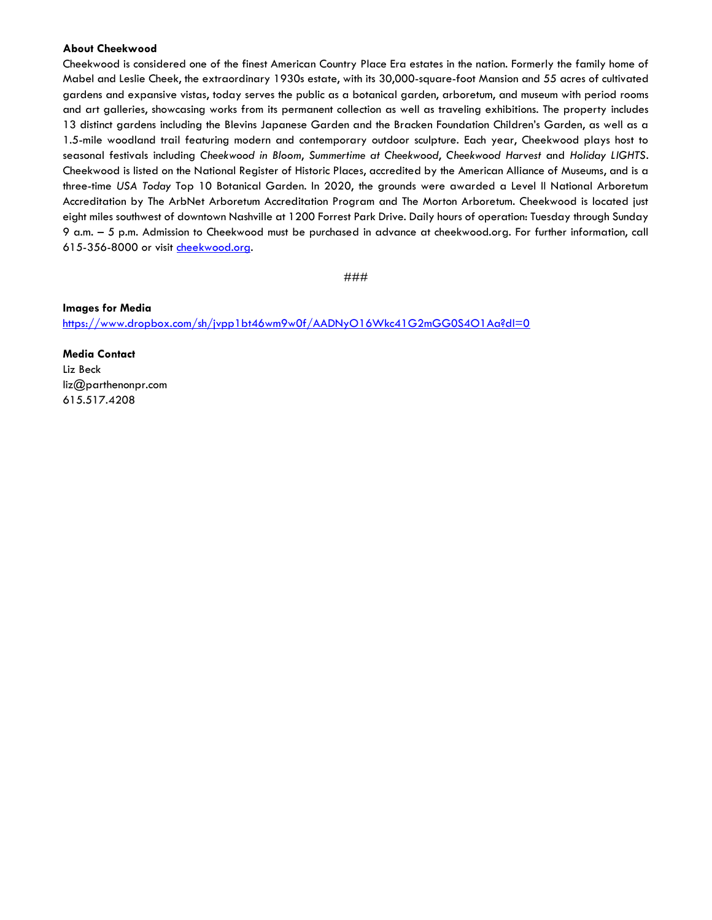**About Cheekwood**

Cheekwood is considered one of the finest American Country Place Era estates in the nation. Formerly the family home of Mabel and Leslie Cheek, the extraordinary 1930s estate, with its 30,000-square-foot Mansion and 55 acres of cultivated gardens and expansive vistas, today serves the public as a botanical garden, arboretum, and museum with period rooms and art galleries, showcasing works from its permanent collection as well as traveling exhibitions. The property includes 13 distinct gardens including the Blevins Japanese Garden and the Bracken Foundation Children's Garden, as well as a 1.5-mile woodland trail featuring modern and contemporary outdoor sculpture. Each year, Cheekwood plays host to seasonal festivals including *Cheekwood in Bloom*, *Summertime at Cheekwood*, *Cheekwood Harvest* and *Holiday LIGHTS*. Cheekwood is listed on the National Register of Historic Places, accredited by the American Alliance of Museums, and is a three-time *USA Today* Top 10 Botanical Garden. In 2020, the grounds were awarded a Level II National Arboretum Accreditation by The ArbNet Arboretum Accreditation Program and The Morton Arboretum. Cheekwood is located just eight miles southwest of downtown Nashville at 1200 Forrest Park Drive. Daily hours of operation: Tuesday through Sunday 9 a.m. – 5 p.m. Admission to Cheekwood must be purchased in advance at cheekwood.org. For further information, call 615-356-8000 or visit [cheekwood.org](https://cheekwood.org).

###

**Images for Media**

[https://www.dropbox.com/sh/jvpp1bt46wm9w0f/AADNyO16Wkc41G2mGG0S4O1Aa?dl=0](https://www.dropbox.com/sh/jvpp1bt46wm9w0f/AADNyO16Wkc41G2mGG0S4O1Aa?dl=0)

**Media Contact**

Liz Beck
liz@parthenonpr.com
615.517.4208